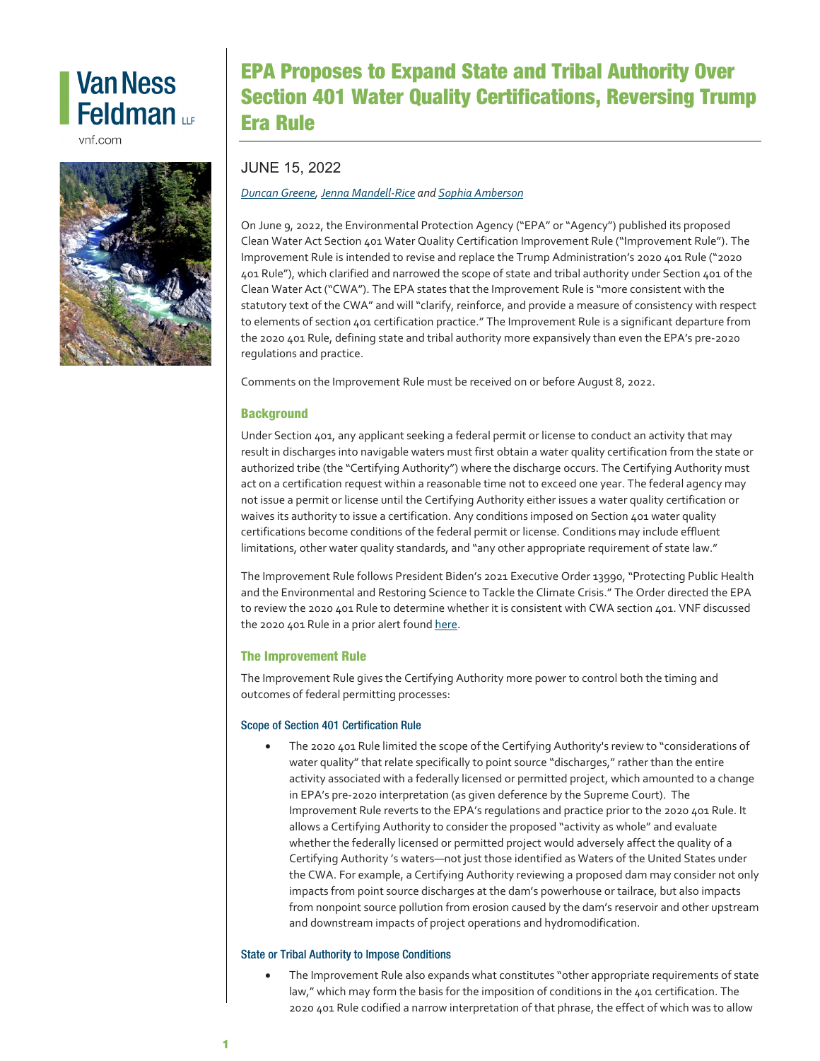Van Ness Feldman LLP

vnf.com

# EPA Proposes to Expand State and Tribal Authority Over Section 401 Water Quality Certifications, Reversing Trump Era Rule

JUNE 15, 2022

*Duncan Greene, Jenna Mandell-Rice and Sophia Amberson*

On June 9, 2022, the Environmental Protection Agency ("EPA" or "Agency") published its proposed Clean Water Act Section 401 Water Quality Certification Improvement Rule ("Improvement Rule"). The Improvement Rule is intended to revise and replace the Trump Administration's 2020 401 Rule ("2020 401 Rule"), which clarified and narrowed the scope of state and tribal authority under Section 401 of the Clean Water Act ("CWA"). The EPA states that the Improvement Rule is "more consistent with the statutory text of the CWA" and will "clarify, reinforce, and provide a measure of consistency with respect to elements of section 401 certification practice." The Improvement Rule is a significant departure from the 2020 401 Rule, defining state and tribal authority more expansively than even the EPA's pre-2020 regulations and practice.

Comments on the Improvement Rule must be received on or before August 8, 2022.

## Background

Under Section 401, any applicant seeking a federal permit or license to conduct an activity that may result in discharges into navigable waters must first obtain a water quality certification from the state or authorized tribe (the "Certifying Authority") where the discharge occurs. The Certifying Authority must act on a certification request within a reasonable time not to exceed one year. The federal agency may not issue a permit or license until the Certifying Authority either issues a water quality certification or waives its authority to issue a certification. Any conditions imposed on Section 401 water quality certifications become conditions of the federal permit or license. Conditions may include effluent limitations, other water quality standards, and "any other appropriate requirement of state law."

The Improvement Rule follows President Biden's 2021 Executive Order 13990, "Protecting Public Health and the Environmental and Restoring Science to Tackle the Climate Crisis." The Order directed the EPA to review the 2020 401 Rule to determine whether it is consistent with CWA section 401. VNF discussed the 2020 401 Rule in a prior alert found here.

## The Improvement Rule

The Improvement Rule gives the Certifying Authority more power to control both the timing and outcomes of federal permitting processes:

### Scope of Section 401 Certification Rule

- The 2020 401 Rule limited the scope of the Certifying Authority's review to "considerations of water quality" that relate specifically to point source "discharges," rather than the entire activity associated with a federally licensed or permitted project, which amounted to a change in EPA's pre-2020 interpretation (as given deference by the Supreme Court). The Improvement Rule reverts to the EPA's regulations and practice prior to the 2020 401 Rule. It allows a Certifying Authority to consider the proposed "activity as whole" and evaluate whether the federally licensed or permitted project would adversely affect the quality of a Certifying Authority 's waters—not just those identified as Waters of the United States under the CWA. For example, a Certifying Authority reviewing a proposed dam may consider not only impacts from point source discharges at the dam's powerhouse or tailrace, but also impacts from nonpoint source pollution from erosion caused by the dam's reservoir and other upstream and downstream impacts of project operations and hydromodification.

### State or Tribal Authority to Impose Conditions

- The Improvement Rule also expands what constitutes "other appropriate requirements of state law," which may form the basis for the imposition of conditions in the 401 certification. The 2020 401 Rule codified a narrow interpretation of that phrase, the effect of which was to allow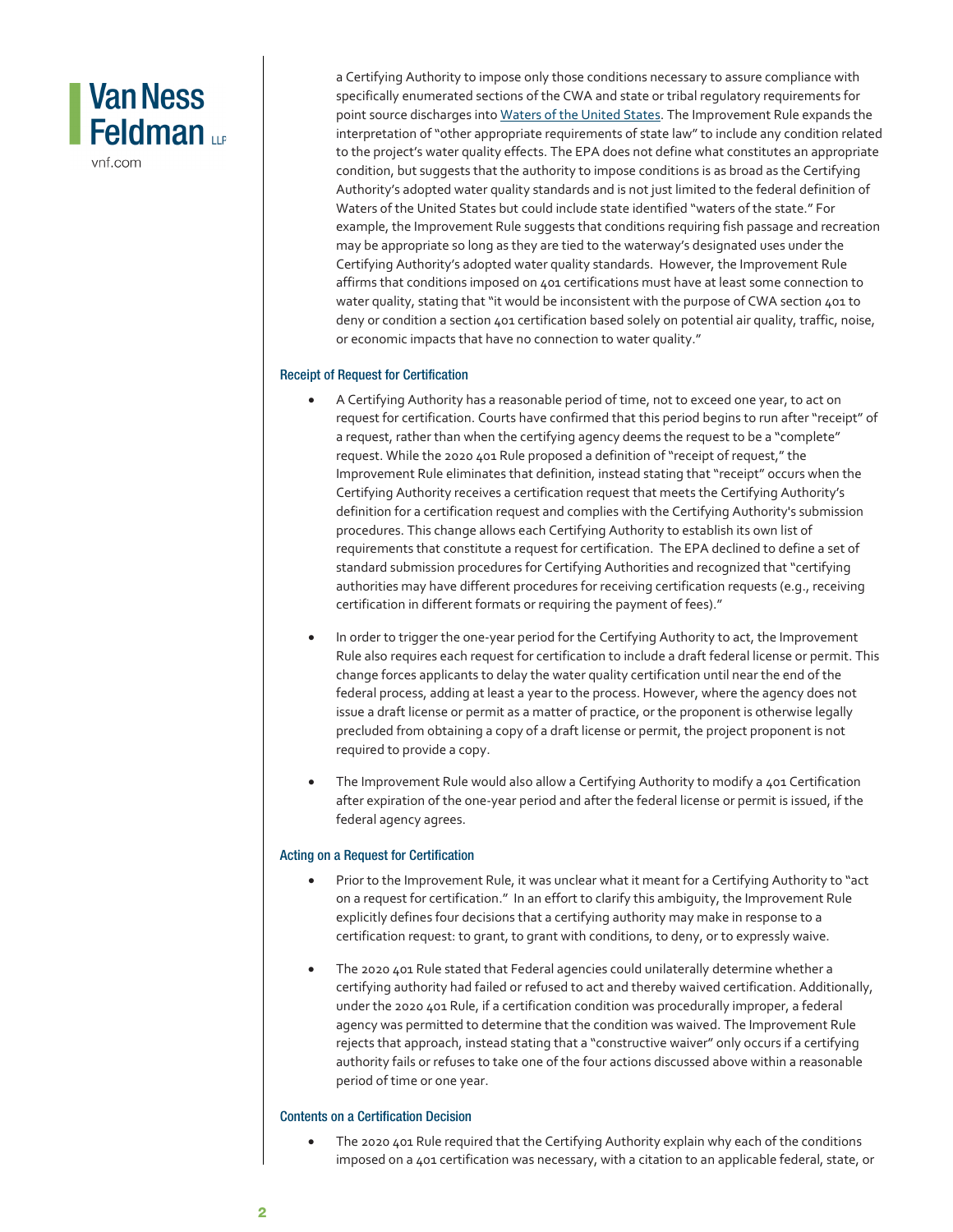a Certifying Authority to impose only those conditions necessary to assure compliance with specifically enumerated sections of the CWA and state or tribal regulatory requirements for point source discharges into Waters of the United States. The Improvement Rule expands the interpretation of "other appropriate requirements of state law" to include any condition related to the project's water quality effects. The EPA does not define what constitutes an appropriate condition, but suggests that the authority to impose conditions is as broad as the Certifying Authority's adopted water quality standards and is not just limited to the federal definition of Waters of the United States but could include state identified "waters of the state." For example, the Improvement Rule suggests that conditions requiring fish passage and recreation may be appropriate so long as they are tied to the waterway's designated uses under the Certifying Authority's adopted water quality standards. However, the Improvement Rule affirms that conditions imposed on 401 certifications must have at least some connection to water quality, stating that "it would be inconsistent with the purpose of CWA section 401 to deny or condition a section 401 certification based solely on potential air quality, traffic, noise, or economic impacts that have no connection to water quality."

### Receipt of Request for Certification

- A Certifying Authority has a reasonable period of time, not to exceed one year, to act on request for certification. Courts have confirmed that this period begins to run after "receipt" of a request, rather than when the certifying agency deems the request to be a "complete" request. While the 2020 401 Rule proposed a definition of "receipt of request," the Improvement Rule eliminates that definition, instead stating that "receipt" occurs when the Certifying Authority receives a certification request that meets the Certifying Authority's definition for a certification request and complies with the Certifying Authority's submission procedures. This change allows each Certifying Authority to establish its own list of requirements that constitute a request for certification. The EPA declined to define a set of standard submission procedures for Certifying Authorities and recognized that "certifying authorities may have different procedures for receiving certification requests (e.g., receiving certification in different formats or requiring the payment of fees)."

- In order to trigger the one-year period for the Certifying Authority to act, the Improvement Rule also requires each request for certification to include a draft federal license or permit. This change forces applicants to delay the water quality certification until near the end of the federal process, adding at least a year to the process. However, where the agency does not issue a draft license or permit as a matter of practice, or the proponent is otherwise legally precluded from obtaining a copy of a draft license or permit, the project proponent is not required to provide a copy.

- The Improvement Rule would also allow a Certifying Authority to modify a 401 Certification after expiration of the one-year period and after the federal license or permit is issued, if the federal agency agrees.

### Acting on a Request for Certification

- Prior to the Improvement Rule, it was unclear what it meant for a Certifying Authority to "act on a request for certification." In an effort to clarify this ambiguity, the Improvement Rule explicitly defines four decisions that a certifying authority may make in response to a certification request: to grant, to grant with conditions, to deny, or to expressly waive.

- The 2020 401 Rule stated that Federal agencies could unilaterally determine whether a certifying authority had failed or refused to act and thereby waived certification. Additionally, under the 2020 401 Rule, if a certification condition was procedurally improper, a federal agency was permitted to determine that the condition was waived. The Improvement Rule rejects that approach, instead stating that a "constructive waiver" only occurs if a certifying authority fails or refuses to take one of the four actions discussed above within a reasonable period of time or one year.

### Contents on a Certification Decision

- The 2020 401 Rule required that the Certifying Authority explain why each of the conditions imposed on a 401 certification was necessary, with a citation to an applicable federal, state, or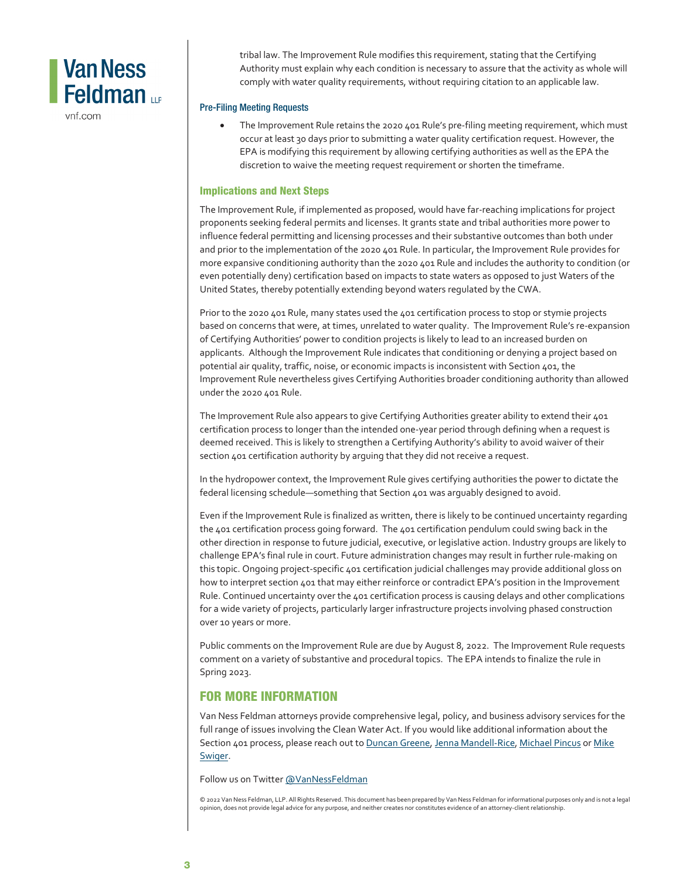tribal law. The Improvement Rule modifies this requirement, stating that the Certifying Authority must explain why each condition is necessary to assure that the activity as whole will comply with water quality requirements, without requiring citation to an applicable law.

#### Pre-Filing Meeting Requests

- The Improvement Rule retains the 2020 401 Rule's pre-filing meeting requirement, which must occur at least 30 days prior to submitting a water quality certification request. However, the EPA is modifying this requirement by allowing certifying authorities as well as the EPA the discretion to waive the meeting request requirement or shorten the timeframe.

### Implications and Next Steps

The Improvement Rule, if implemented as proposed, would have far-reaching implications for project proponents seeking federal permits and licenses. It grants state and tribal authorities more power to influence federal permitting and licensing processes and their substantive outcomes than both under and prior to the implementation of the 2020 401 Rule. In particular, the Improvement Rule provides for more expansive conditioning authority than the 2020 401 Rule and includes the authority to condition (or even potentially deny) certification based on impacts to state waters as opposed to just Waters of the United States, thereby potentially extending beyond waters regulated by the CWA.

Prior to the 2020 401 Rule, many states used the 401 certification process to stop or stymie projects based on concerns that were, at times, unrelated to water quality. The Improvement Rule's re-expansion of Certifying Authorities' power to condition projects is likely to lead to an increased burden on applicants. Although the Improvement Rule indicates that conditioning or denying a project based on potential air quality, traffic, noise, or economic impacts is inconsistent with Section 401, the Improvement Rule nevertheless gives Certifying Authorities broader conditioning authority than allowed under the 2020 401 Rule.

The Improvement Rule also appears to give Certifying Authorities greater ability to extend their 401 certification process to longer than the intended one-year period through defining when a request is deemed received. This is likely to strengthen a Certifying Authority's ability to avoid waiver of their section 401 certification authority by arguing that they did not receive a request.

In the hydropower context, the Improvement Rule gives certifying authorities the power to dictate the federal licensing schedule—something that Section 401 was arguably designed to avoid.

Even if the Improvement Rule is finalized as written, there is likely to be continued uncertainty regarding the 401 certification process going forward. The 401 certification pendulum could swing back in the other direction in response to future judicial, executive, or legislative action. Industry groups are likely to challenge EPA's final rule in court. Future administration changes may result in further rule-making on this topic. Ongoing project-specific 401 certification judicial challenges may provide additional gloss on how to interpret section 401 that may either reinforce or contradict EPA's position in the Improvement Rule. Continued uncertainty over the 401 certification process is causing delays and other complications for a wide variety of projects, particularly larger infrastructure projects involving phased construction over 10 years or more.

Public comments on the Improvement Rule are due by August 8, 2022. The Improvement Rule requests comment on a variety of substantive and procedural topics. The EPA intends to finalize the rule in Spring 2023.

## FOR MORE INFORMATION

Van Ness Feldman attorneys provide comprehensive legal, policy, and business advisory services for the full range of issues involving the Clean Water Act. If you would like additional information about the Section 401 process, please reach out to Duncan Greene, Jenna Mandell-Rice, Michael Pincus or Mike Swiger.

Follow us on Twitter @VanNessFeldman

© 2022 Van Ness Feldman, LLP. All Rights Reserved. This document has been prepared by Van Ness Feldman for informational purposes only and is not a legal opinion, does not provide legal advice for any purpose, and neither creates nor constitutes evidence of an attorney-client relationship.